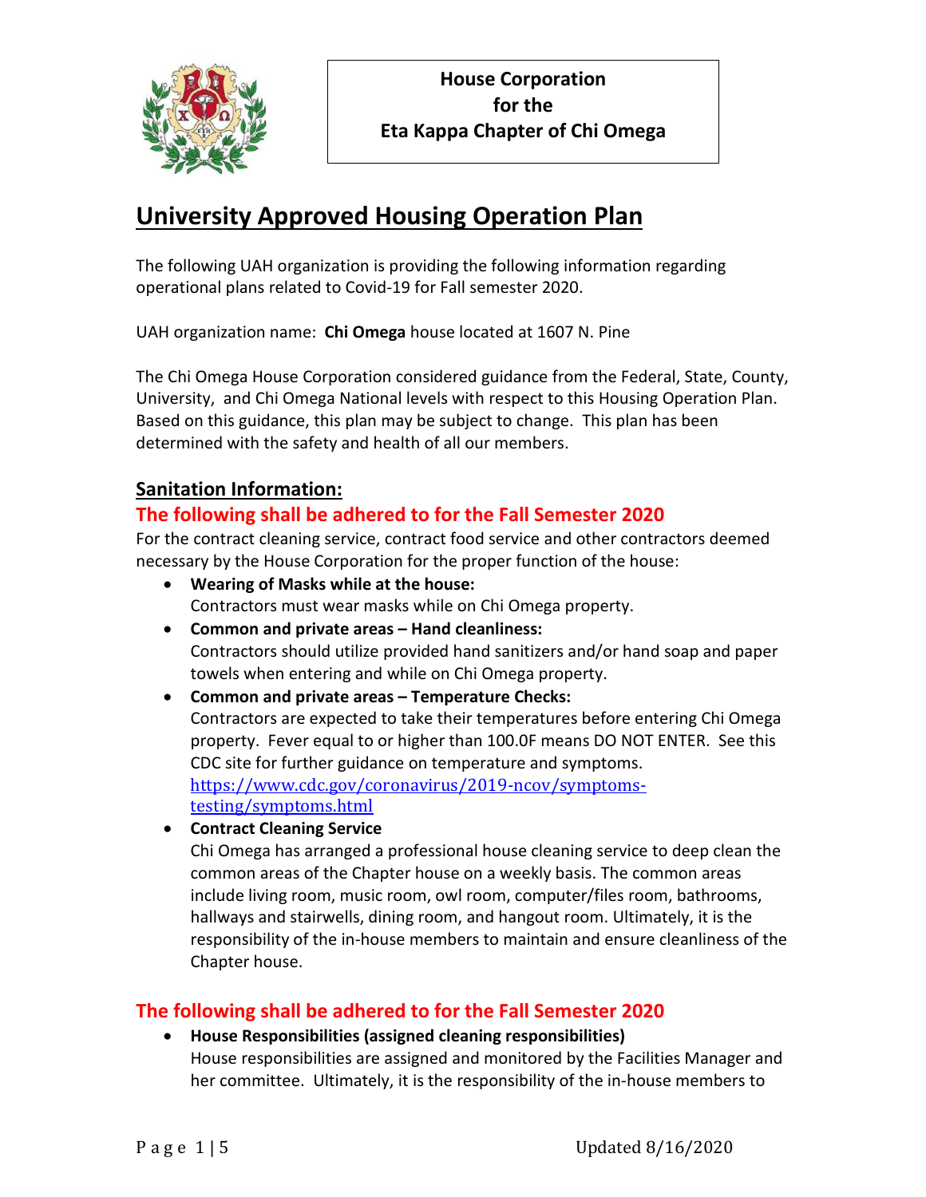**House Corporation**
**for the**
**Eta Kappa Chapter of Chi Omega**

# University Approved Housing Operation Plan

The following UAH organization is providing the following information regarding operational plans related to Covid-19 for Fall semester 2020.

UAH organization name: **Chi Omega** house located at 1607 N. Pine

The Chi Omega House Corporation considered guidance from the Federal, State, County, University, and Chi Omega National levels with respect to this Housing Operation Plan. Based on this guidance, this plan may be subject to change. This plan has been determined with the safety and health of all our members.

## Sanitation Information:

### The following shall be adhered to for the Fall Semester 2020

For the contract cleaning service, contract food service and other contractors deemed necessary by the House Corporation for the proper function of the house:

- **Wearing of Masks while at the house:**
  Contractors must wear masks while on Chi Omega property.
- **Common and private areas – Hand cleanliness:**
  Contractors should utilize provided hand sanitizers and/or hand soap and paper towels when entering and while on Chi Omega property.
- **Common and private areas – Temperature Checks:**
  Contractors are expected to take their temperatures before entering Chi Omega property. Fever equal to or higher than 100.0F means DO NOT ENTER. See this CDC site for further guidance on temperature and symptoms. https://www.cdc.gov/coronavirus/2019-ncov/symptoms-testing/symptoms.html
- **Contract Cleaning Service**
  Chi Omega has arranged a professional house cleaning service to deep clean the common areas of the Chapter house on a weekly basis. The common areas include living room, music room, owl room, computer/files room, bathrooms, hallways and stairwells, dining room, and hangout room. Ultimately, it is the responsibility of the in-house members to maintain and ensure cleanliness of the Chapter house.

### The following shall be adhered to for the Fall Semester 2020

- **House Responsibilities (assigned cleaning responsibilities)**
  House responsibilities are assigned and monitored by the Facilities Manager and her committee. Ultimately, it is the responsibility of the in-house members to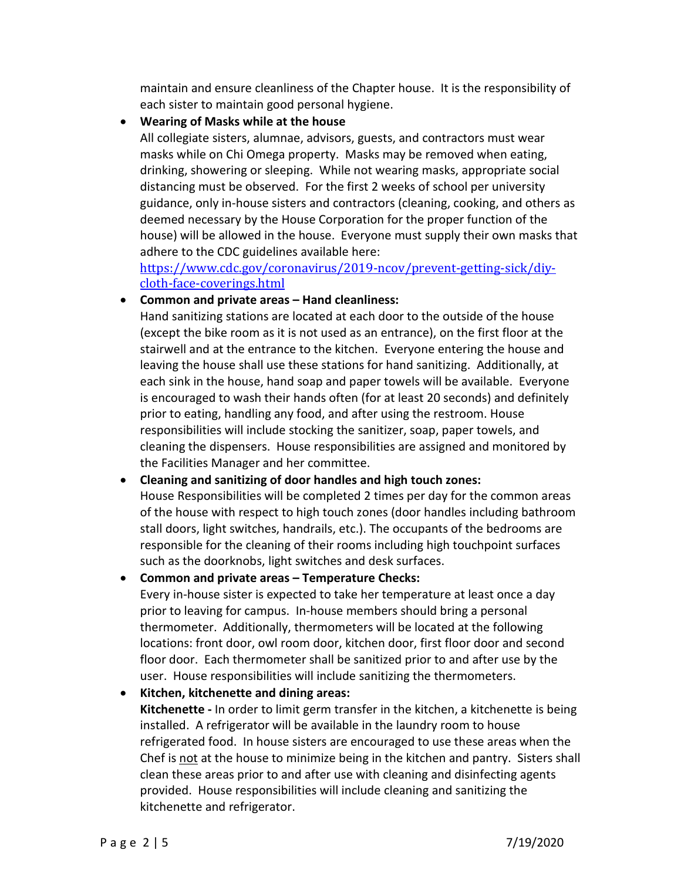maintain and ensure cleanliness of the Chapter house. It is the responsibility of each sister to maintain good personal hygiene.

- **Wearing of Masks while at the house**
  All collegiate sisters, alumnae, advisors, guests, and contractors must wear masks while on Chi Omega property. Masks may be removed when eating, drinking, showering or sleeping. While not wearing masks, appropriate social distancing must be observed. For the first 2 weeks of school per university guidance, only in-house sisters and contractors (cleaning, cooking, and others as deemed necessary by the House Corporation for the proper function of the house) will be allowed in the house. Everyone must supply their own masks that adhere to the CDC guidelines available here:
  [https://www.cdc.gov/coronavirus/2019-ncov/prevent-getting-sick/diy-cloth-face-coverings.html](https://www.cdc.gov/coronavirus/2019-ncov/prevent-getting-sick/diy-cloth-face-coverings.html)

- **Common and private areas – Hand cleanliness:**
  Hand sanitizing stations are located at each door to the outside of the house (except the bike room as it is not used as an entrance), on the first floor at the stairwell and at the entrance to the kitchen. Everyone entering the house and leaving the house shall use these stations for hand sanitizing. Additionally, at each sink in the house, hand soap and paper towels will be available. Everyone is encouraged to wash their hands often (for at least 20 seconds) and definitely prior to eating, handling any food, and after using the restroom. House responsibilities will include stocking the sanitizer, soap, paper towels, and cleaning the dispensers. House responsibilities are assigned and monitored by the Facilities Manager and her committee.

- **Cleaning and sanitizing of door handles and high touch zones:**
  House Responsibilities will be completed 2 times per day for the common areas of the house with respect to high touch zones (door handles including bathroom stall doors, light switches, handrails, etc.). The occupants of the bedrooms are responsible for the cleaning of their rooms including high touchpoint surfaces such as the doorknobs, light switches and desk surfaces.

- **Common and private areas – Temperature Checks:**
  Every in-house sister is expected to take her temperature at least once a day prior to leaving for campus. In-house members should bring a personal thermometer. Additionally, thermometers will be located at the following locations: front door, owl room door, kitchen door, first floor door and second floor door. Each thermometer shall be sanitized prior to and after use by the user. House responsibilities will include sanitizing the thermometers.

- **Kitchen, kitchenette and dining areas:**
  **Kitchenette -** In order to limit germ transfer in the kitchen, a kitchenette is being installed. A refrigerator will be available in the laundry room to house refrigerated food. In house sisters are encouraged to use these areas when the Chef is <u>not</u> at the house to minimize being in the kitchen and pantry. Sisters shall clean these areas prior to and after use with cleaning and disinfecting agents provided. House responsibilities will include cleaning and sanitizing the kitchenette and refrigerator.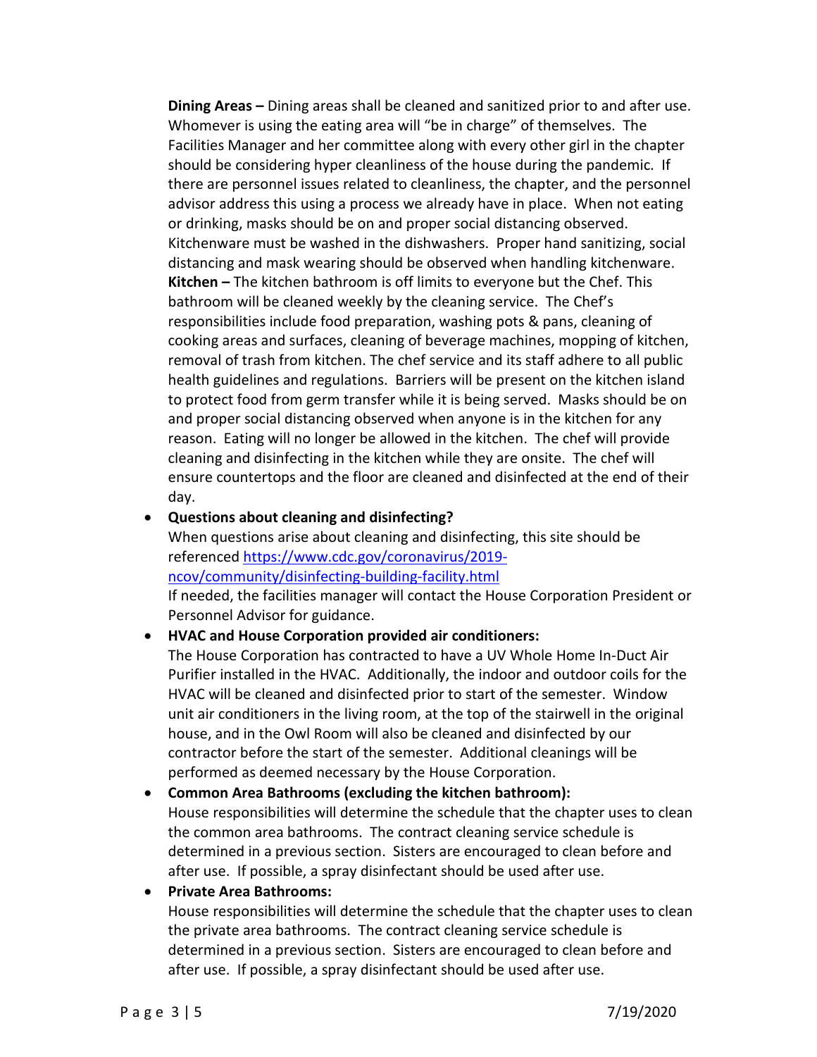**Dining Areas –** Dining areas shall be cleaned and sanitized prior to and after use. Whomever is using the eating area will "be in charge" of themselves. The Facilities Manager and her committee along with every other girl in the chapter should be considering hyper cleanliness of the house during the pandemic. If there are personnel issues related to cleanliness, the chapter, and the personnel advisor address this using a process we already have in place. When not eating or drinking, masks should be on and proper social distancing observed. Kitchenware must be washed in the dishwashers. Proper hand sanitizing, social distancing and mask wearing should be observed when handling kitchenware.
**Kitchen –** The kitchen bathroom is off limits to everyone but the Chef. This bathroom will be cleaned weekly by the cleaning service. The Chef's responsibilities include food preparation, washing pots & pans, cleaning of cooking areas and surfaces, cleaning of beverage machines, mopping of kitchen, removal of trash from kitchen. The chef service and its staff adhere to all public health guidelines and regulations. Barriers will be present on the kitchen island to protect food from germ transfer while it is being served. Masks should be on and proper social distancing observed when anyone is in the kitchen for any reason. Eating will no longer be allowed in the kitchen. The chef will provide cleaning and disinfecting in the kitchen while they are onsite. The chef will ensure countertops and the floor are cleaned and disinfected at the end of their day.

- **Questions about cleaning and disinfecting?**
  When questions arise about cleaning and disinfecting, this site should be referenced https://www.cdc.gov/coronavirus/2019-ncov/community/disinfecting-building-facility.html
  If needed, the facilities manager will contact the House Corporation President or Personnel Advisor for guidance.
- **HVAC and House Corporation provided air conditioners:**
  The House Corporation has contracted to have a UV Whole Home In-Duct Air Purifier installed in the HVAC. Additionally, the indoor and outdoor coils for the HVAC will be cleaned and disinfected prior to start of the semester. Window unit air conditioners in the living room, at the top of the stairwell in the original house, and in the Owl Room will also be cleaned and disinfected by our contractor before the start of the semester. Additional cleanings will be performed as deemed necessary by the House Corporation.
- **Common Area Bathrooms (excluding the kitchen bathroom):**
  House responsibilities will determine the schedule that the chapter uses to clean the common area bathrooms. The contract cleaning service schedule is determined in a previous section. Sisters are encouraged to clean before and after use. If possible, a spray disinfectant should be used after use.
- **Private Area Bathrooms:**
  House responsibilities will determine the schedule that the chapter uses to clean the private area bathrooms. The contract cleaning service schedule is determined in a previous section. Sisters are encouraged to clean before and after use. If possible, a spray disinfectant should be used after use.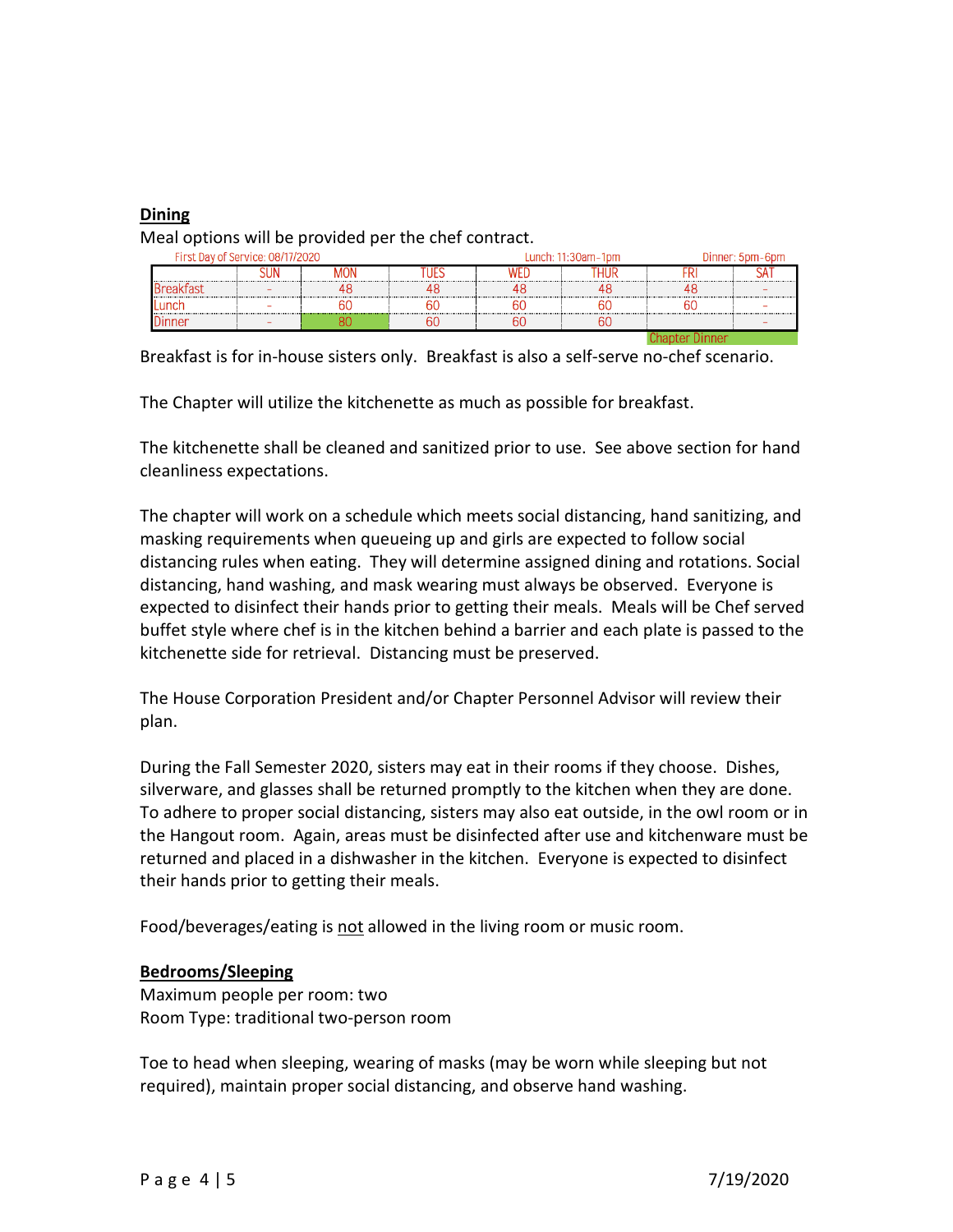**Dining**

Meal options will be provided per the chef contract.

First Day of Service: 08/17/2020 | Lunch: 11:30am-1pm | Dinner: 5pm-6pm

| | SUN | MON | TUES | WED | THUR | FRI | SAT |
|---|---|---|---|---|---|---|---|
| Breakfast | - | 48 | 48 | 48 | 48 | 48 | - |
| Lunch | - | 60 | 60 | 60 | 60 | 60 | - |
| Dinner | - | 80 | 60 | 60 | 60 | | - |
| | | | | | | Chapter Dinner | |

Breakfast is for in-house sisters only. Breakfast is also a self-serve no-chef scenario.

The Chapter will utilize the kitchenette as much as possible for breakfast.

The kitchenette shall be cleaned and sanitized prior to use. See above section for hand cleanliness expectations.

The chapter will work on a schedule which meets social distancing, hand sanitizing, and masking requirements when queueing up and girls are expected to follow social distancing rules when eating. They will determine assigned dining and rotations. Social distancing, hand washing, and mask wearing must always be observed. Everyone is expected to disinfect their hands prior to getting their meals. Meals will be Chef served buffet style where chef is in the kitchen behind a barrier and each plate is passed to the kitchenette side for retrieval. Distancing must be preserved.

The House Corporation President and/or Chapter Personnel Advisor will review their plan.

During the Fall Semester 2020, sisters may eat in their rooms if they choose. Dishes, silverware, and glasses shall be returned promptly to the kitchen when they are done. To adhere to proper social distancing, sisters may also eat outside, in the owl room or in the Hangout room. Again, areas must be disinfected after use and kitchenware must be returned and placed in a dishwasher in the kitchen. Everyone is expected to disinfect their hands prior to getting their meals.

Food/beverages/eating is not allowed in the living room or music room.

**Bedrooms/Sleeping**

Maximum people per room: two
Room Type: traditional two-person room

Toe to head when sleeping, wearing of masks (may be worn while sleeping but not required), maintain proper social distancing, and observe hand washing.

7/19/2020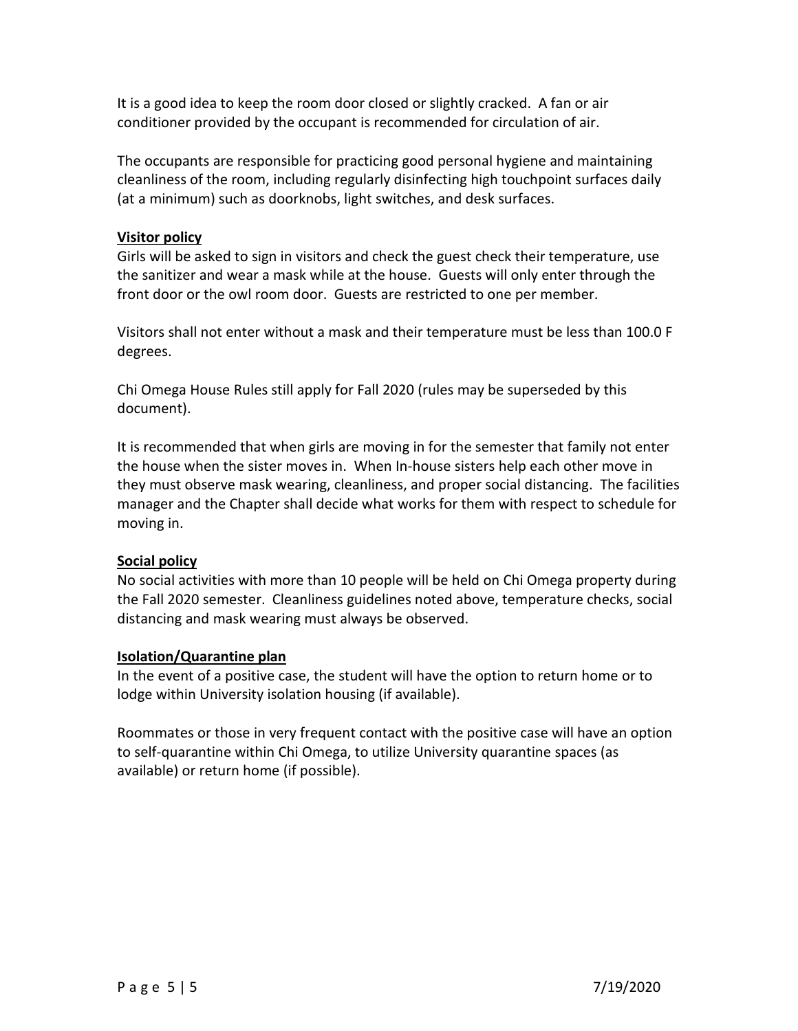It is a good idea to keep the room door closed or slightly cracked. A fan or air conditioner provided by the occupant is recommended for circulation of air.

The occupants are responsible for practicing good personal hygiene and maintaining cleanliness of the room, including regularly disinfecting high touchpoint surfaces daily (at a minimum) such as doorknobs, light switches, and desk surfaces.

**Visitor policy**

Girls will be asked to sign in visitors and check the guest check their temperature, use the sanitizer and wear a mask while at the house. Guests will only enter through the front door or the owl room door. Guests are restricted to one per member.

Visitors shall not enter without a mask and their temperature must be less than 100.0 F degrees.

Chi Omega House Rules still apply for Fall 2020 (rules may be superseded by this document).

It is recommended that when girls are moving in for the semester that family not enter the house when the sister moves in. When In-house sisters help each other move in they must observe mask wearing, cleanliness, and proper social distancing. The facilities manager and the Chapter shall decide what works for them with respect to schedule for moving in.

**Social policy**

No social activities with more than 10 people will be held on Chi Omega property during the Fall 2020 semester. Cleanliness guidelines noted above, temperature checks, social distancing and mask wearing must always be observed.

**Isolation/Quarantine plan**

In the event of a positive case, the student will have the option to return home or to lodge within University isolation housing (if available).

Roommates or those in very frequent contact with the positive case will have an option to self-quarantine within Chi Omega, to utilize University quarantine spaces (as available) or return home (if possible).